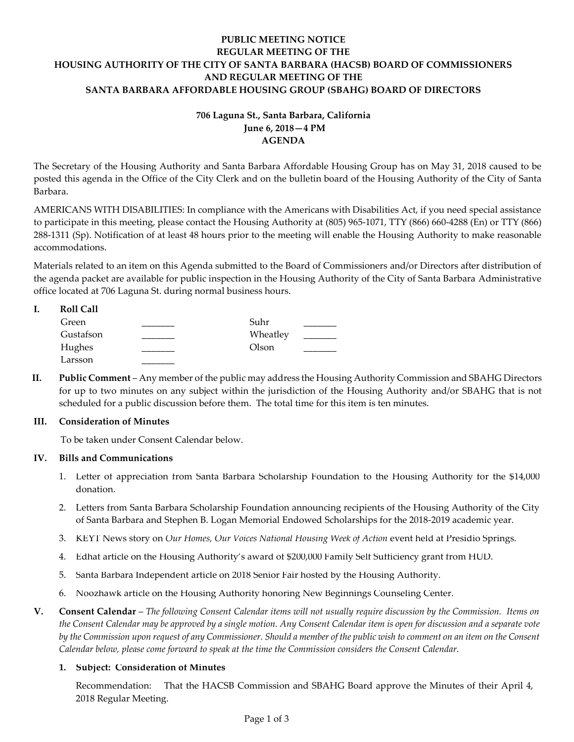# PUBLIC MEETING NOTICE
# REGULAR MEETING OF THE
# HOUSING AUTHORITY OF THE CITY OF SANTA BARBARA (HACSB) BOARD OF COMMISSIONERS
# AND REGULAR MEETING OF THE
# SANTA BARBARA AFFORDABLE HOUSING GROUP (SBAHG) BOARD OF DIRECTORS

**706 Laguna St., Santa Barbara, California**
**June 6, 2018—4 PM**
**AGENDA**

The Secretary of the Housing Authority and Santa Barbara Affordable Housing Group has on May 31, 2018 caused to be posted this agenda in the Office of the City Clerk and on the bulletin board of the Housing Authority of the City of Santa Barbara.

AMERICANS WITH DISABILITIES: In compliance with the Americans with Disabilities Act, if you need special assistance to participate in this meeting, please contact the Housing Authority at (805) 965-1071, TTY (866) 660-4288 (En) or TTY (866) 288-1311 (Sp). Notification of at least 48 hours prior to the meeting will enable the Housing Authority to make reasonable accommodations.

Materials related to an item on this Agenda submitted to the Board of Commissioners and/or Directors after distribution of the agenda packet are available for public inspection in the Housing Authority of the City of Santa Barbara Administrative office located at 706 Laguna St. during normal business hours.

**I. Roll Call**

| | | | |
|---|---|---|---|
| Green | _______ | Suhr | _______ |
| Gustafson | _______ | Wheatley | _______ |
| Hughes | _______ | Olson | _______ |
| Larsson | _______ | | |

**II. Public Comment** – Any member of the public may address the Housing Authority Commission and SBAHG Directors for up to two minutes on any subject within the jurisdiction of the Housing Authority and/or SBAHG that is not scheduled for a public discussion before them. The total time for this item is ten minutes.

**III. Consideration of Minutes**

To be taken under Consent Calendar below.

**IV. Bills and Communications**

1. Letter of appreciation from Santa Barbara Scholarship Foundation to the Housing Authority for the $14,000 donation.
2. Letters from Santa Barbara Scholarship Foundation announcing recipients of the Housing Authority of the City of Santa Barbara and Stephen B. Logan Memorial Endowed Scholarships for the 2018-2019 academic year.
3. KEYT News story on *Our Homes, Our Voices National Housing Week of Action* event held at Presidio Springs.
4. Edhat article on the Housing Authority's award of $200,000 Family Self Sufficiency grant from HUD.
5. Santa Barbara Independent article on 2018 Senior Fair hosted by the Housing Authority.
6. Noozhawk article on the Housing Authority honoring New Beginnings Counseling Center.

**V. Consent Calendar** – *The following Consent Calendar items will not usually require discussion by the Commission. Items on the Consent Calendar may be approved by a single motion. Any Consent Calendar item is open for discussion and a separate vote by the Commission upon request of any Commissioner. Should a member of the public wish to comment on an item on the Consent Calendar below, please come forward to speak at the time the Commission considers the Consent Calendar.*

**1. Subject: Consideration of Minutes**

Recommendation: That the HACSB Commission and SBAHG Board approve the Minutes of their April 4, 2018 Regular Meeting.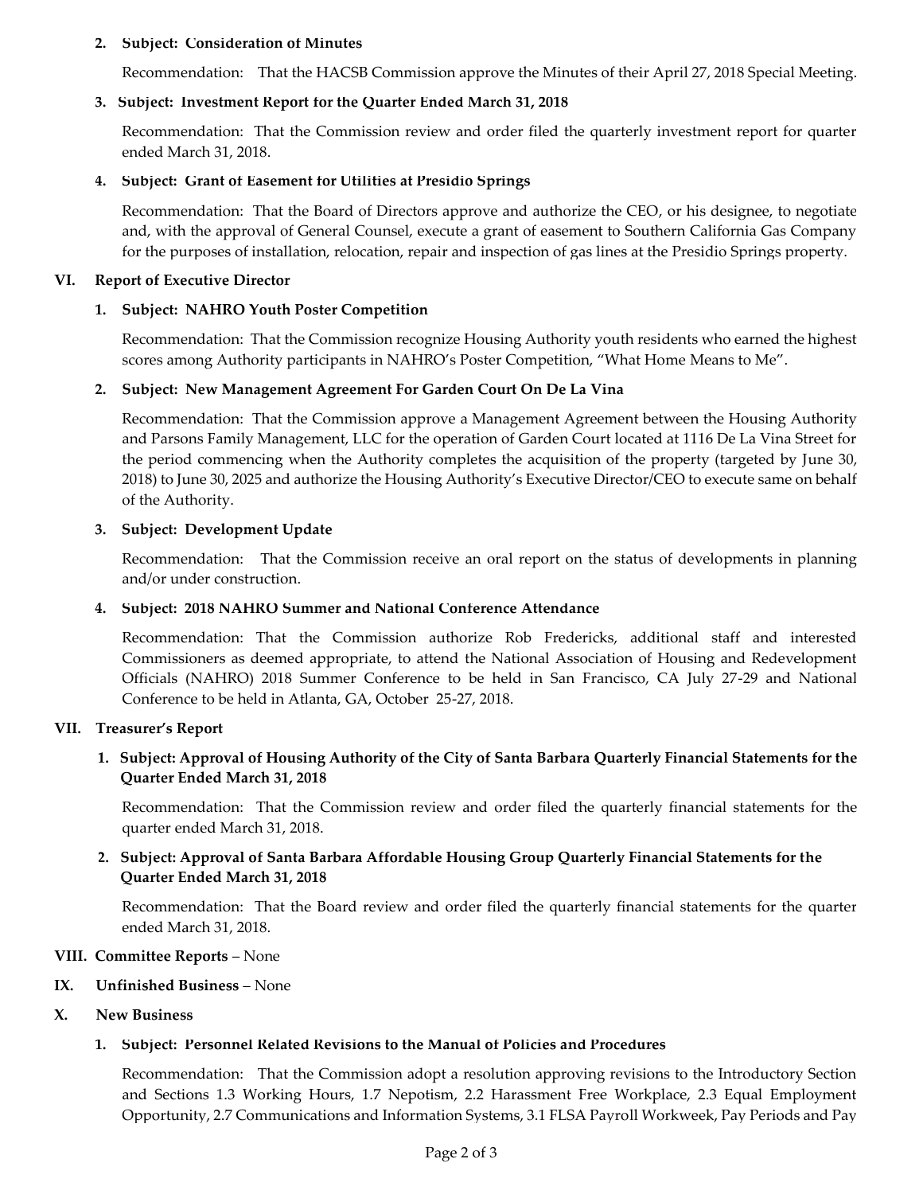**2. Subject: Consideration of Minutes**

Recommendation: That the HACSB Commission approve the Minutes of their April 27, 2018 Special Meeting.

**3. Subject: Investment Report for the Quarter Ended March 31, 2018**

Recommendation: That the Commission review and order filed the quarterly investment report for quarter ended March 31, 2018.

**4. Subject: Grant of Easement for Utilities at Presidio Springs**

Recommendation: That the Board of Directors approve and authorize the CEO, or his designee, to negotiate and, with the approval of General Counsel, execute a grant of easement to Southern California Gas Company for the purposes of installation, relocation, repair and inspection of gas lines at the Presidio Springs property.

## VI. Report of Executive Director

**1. Subject: NAHRO Youth Poster Competition**

Recommendation: That the Commission recognize Housing Authority youth residents who earned the highest scores among Authority participants in NAHRO's Poster Competition, "What Home Means to Me".

**2. Subject: New Management Agreement For Garden Court On De La Vina**

Recommendation: That the Commission approve a Management Agreement between the Housing Authority and Parsons Family Management, LLC for the operation of Garden Court located at 1116 De La Vina Street for the period commencing when the Authority completes the acquisition of the property (targeted by June 30, 2018) to June 30, 2025 and authorize the Housing Authority's Executive Director/CEO to execute same on behalf of the Authority.

**3. Subject: Development Update**

Recommendation: That the Commission receive an oral report on the status of developments in planning and/or under construction.

**4. Subject: 2018 NAHRO Summer and National Conference Attendance**

Recommendation: That the Commission authorize Rob Fredericks, additional staff and interested Commissioners as deemed appropriate, to attend the National Association of Housing and Redevelopment Officials (NAHRO) 2018 Summer Conference to be held in San Francisco, CA July 27-29 and National Conference to be held in Atlanta, GA, October 25-27, 2018.

## VII. Treasurer's Report

**1. Subject: Approval of Housing Authority of the City of Santa Barbara Quarterly Financial Statements for the Quarter Ended March 31, 2018**

Recommendation: That the Commission review and order filed the quarterly financial statements for the quarter ended March 31, 2018.

**2. Subject: Approval of Santa Barbara Affordable Housing Group Quarterly Financial Statements for the Quarter Ended March 31, 2018**

Recommendation: That the Board review and order filed the quarterly financial statements for the quarter ended March 31, 2018.

## VIII. Committee Reports – None

## IX. Unfinished Business – None

## X. New Business

**1. Subject: Personnel Related Revisions to the Manual of Policies and Procedures**

Recommendation: That the Commission adopt a resolution approving revisions to the Introductory Section and Sections 1.3 Working Hours, 1.7 Nepotism, 2.2 Harassment Free Workplace, 2.3 Equal Employment Opportunity, 2.7 Communications and Information Systems, 3.1 FLSA Payroll Workweek, Pay Periods and Pay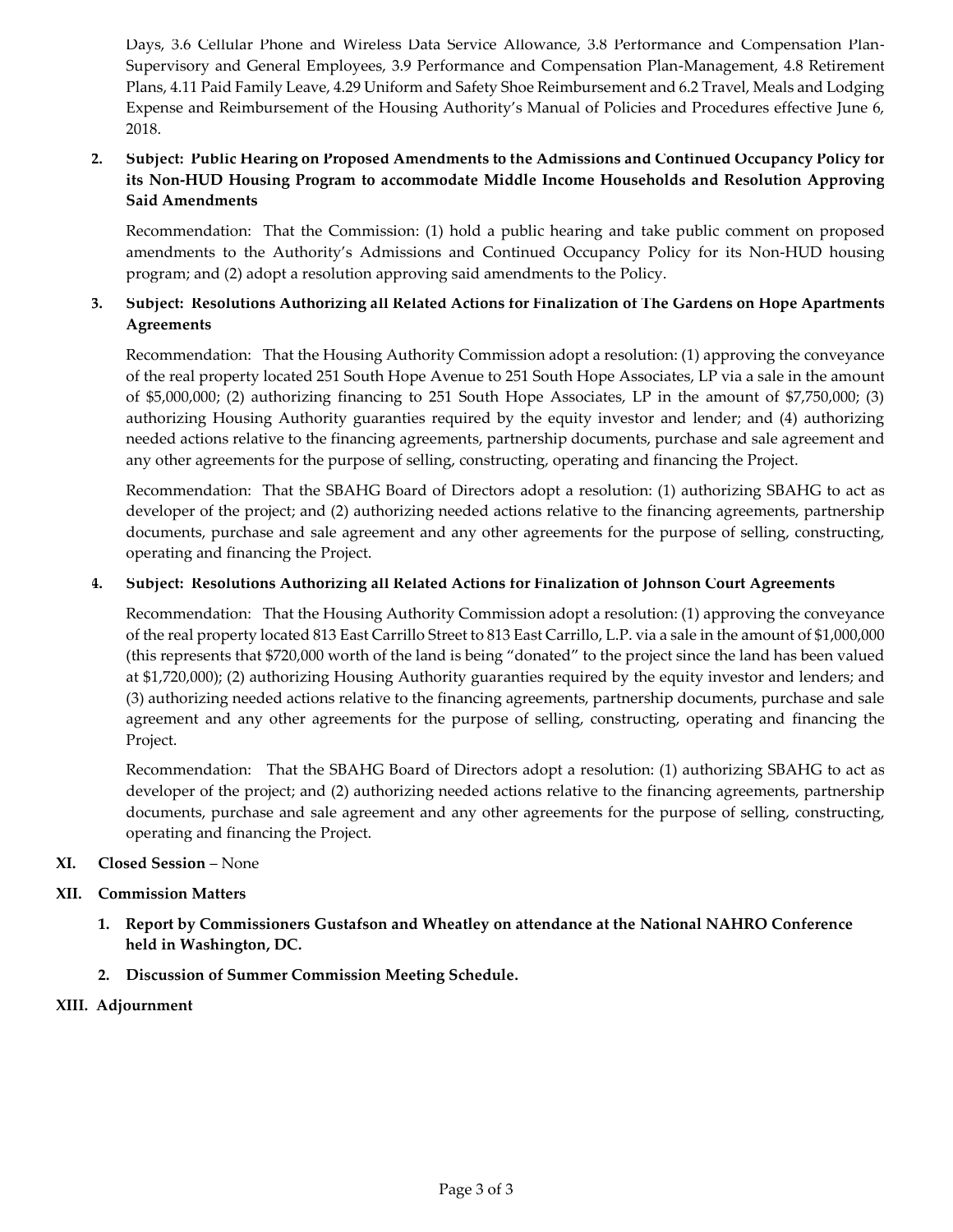Days, 3.6 Cellular Phone and Wireless Data Service Allowance, 3.8 Performance and Compensation Plan-Supervisory and General Employees, 3.9 Performance and Compensation Plan-Management, 4.8 Retirement Plans, 4.11 Paid Family Leave, 4.29 Uniform and Safety Shoe Reimbursement and 6.2 Travel, Meals and Lodging Expense and Reimbursement of the Housing Authority's Manual of Policies and Procedures effective June 6, 2018.

2. **Subject: Public Hearing on Proposed Amendments to the Admissions and Continued Occupancy Policy for its Non-HUD Housing Program to accommodate Middle Income Households and Resolution Approving Said Amendments**

   Recommendation: That the Commission: (1) hold a public hearing and take public comment on proposed amendments to the Authority's Admissions and Continued Occupancy Policy for its Non-HUD housing program; and (2) adopt a resolution approving said amendments to the Policy.

3. **Subject: Resolutions Authorizing all Related Actions for Finalization of The Gardens on Hope Apartments Agreements**

   Recommendation: That the Housing Authority Commission adopt a resolution: (1) approving the conveyance of the real property located 251 South Hope Avenue to 251 South Hope Associates, LP via a sale in the amount of $5,000,000; (2) authorizing financing to 251 South Hope Associates, LP in the amount of $7,750,000; (3) authorizing Housing Authority guaranties required by the equity investor and lender; and (4) authorizing needed actions relative to the financing agreements, partnership documents, purchase and sale agreement and any other agreements for the purpose of selling, constructing, operating and financing the Project.

   Recommendation: That the SBAHG Board of Directors adopt a resolution: (1) authorizing SBAHG to act as developer of the project; and (2) authorizing needed actions relative to the financing agreements, partnership documents, purchase and sale agreement and any other agreements for the purpose of selling, constructing, operating and financing the Project.

4. **Subject: Resolutions Authorizing all Related Actions for Finalization of Johnson Court Agreements**

   Recommendation: That the Housing Authority Commission adopt a resolution: (1) approving the conveyance of the real property located 813 East Carrillo Street to 813 East Carrillo, L.P. via a sale in the amount of $1,000,000 (this represents that $720,000 worth of the land is being "donated" to the project since the land has been valued at $1,720,000); (2) authorizing Housing Authority guaranties required by the equity investor and lenders; and (3) authorizing needed actions relative to the financing agreements, partnership documents, purchase and sale agreement and any other agreements for the purpose of selling, constructing, operating and financing the Project.

   Recommendation: That the SBAHG Board of Directors adopt a resolution: (1) authorizing SBAHG to act as developer of the project; and (2) authorizing needed actions relative to the financing agreements, partnership documents, purchase and sale agreement and any other agreements for the purpose of selling, constructing, operating and financing the Project.

**XI. Closed Session** – None

**XII. Commission Matters**

1. **Report by Commissioners Gustafson and Wheatley on attendance at the National NAHRO Conference held in Washington, DC.**
2. **Discussion of Summer Commission Meeting Schedule.**

**XIII. Adjournment**